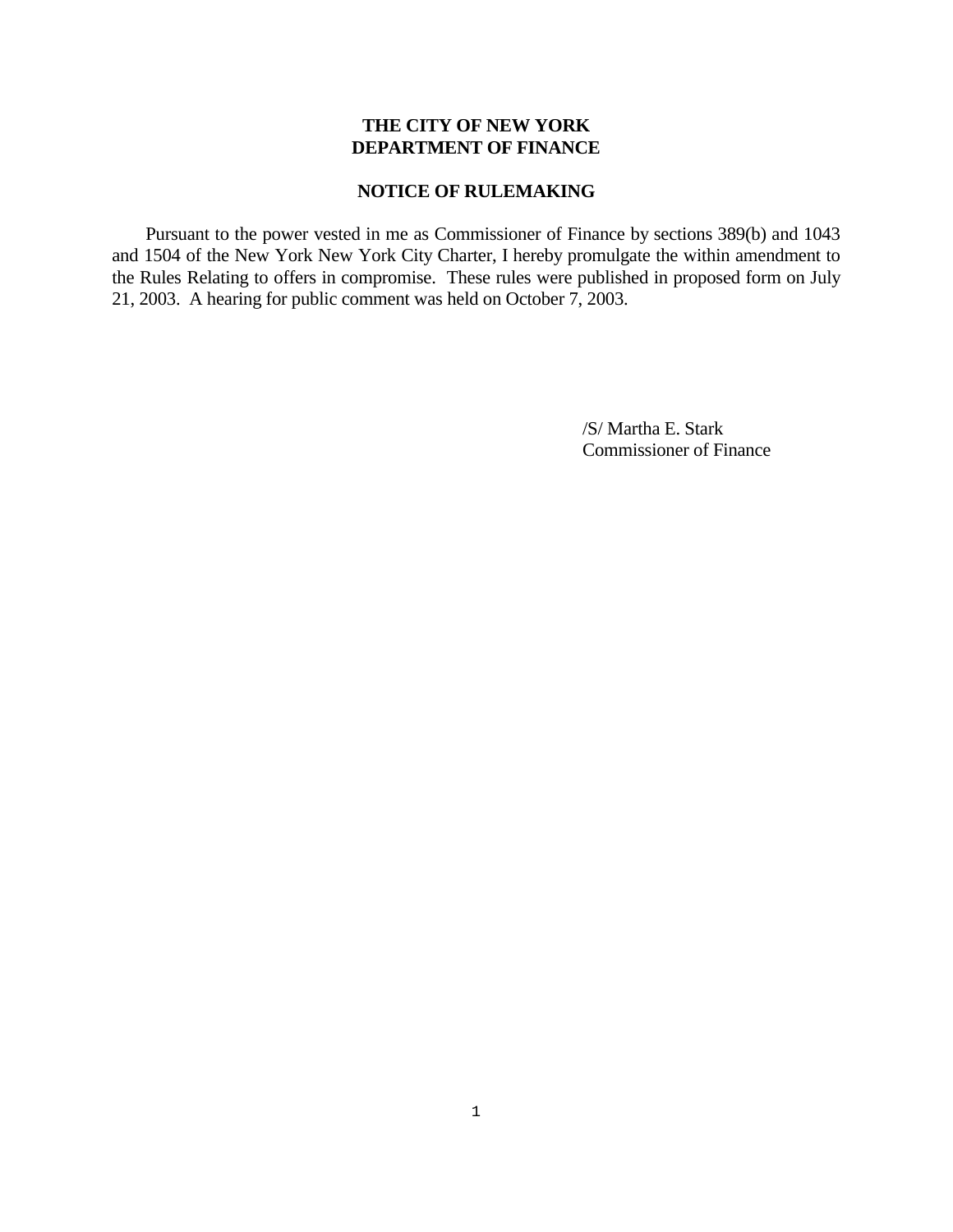**THE CITY OF NEW YORK**
**DEPARTMENT OF FINANCE**

**NOTICE OF RULEMAKING**

Pursuant to the power vested in me as Commissioner of Finance by sections 389(b) and 1043 and 1504 of the New York New York City Charter, I hereby promulgate the within amendment to the Rules Relating to offers in compromise. These rules were published in proposed form on July 21, 2003. A hearing for public comment was held on October 7, 2003.

/S/ Martha E. Stark
Commissioner of Finance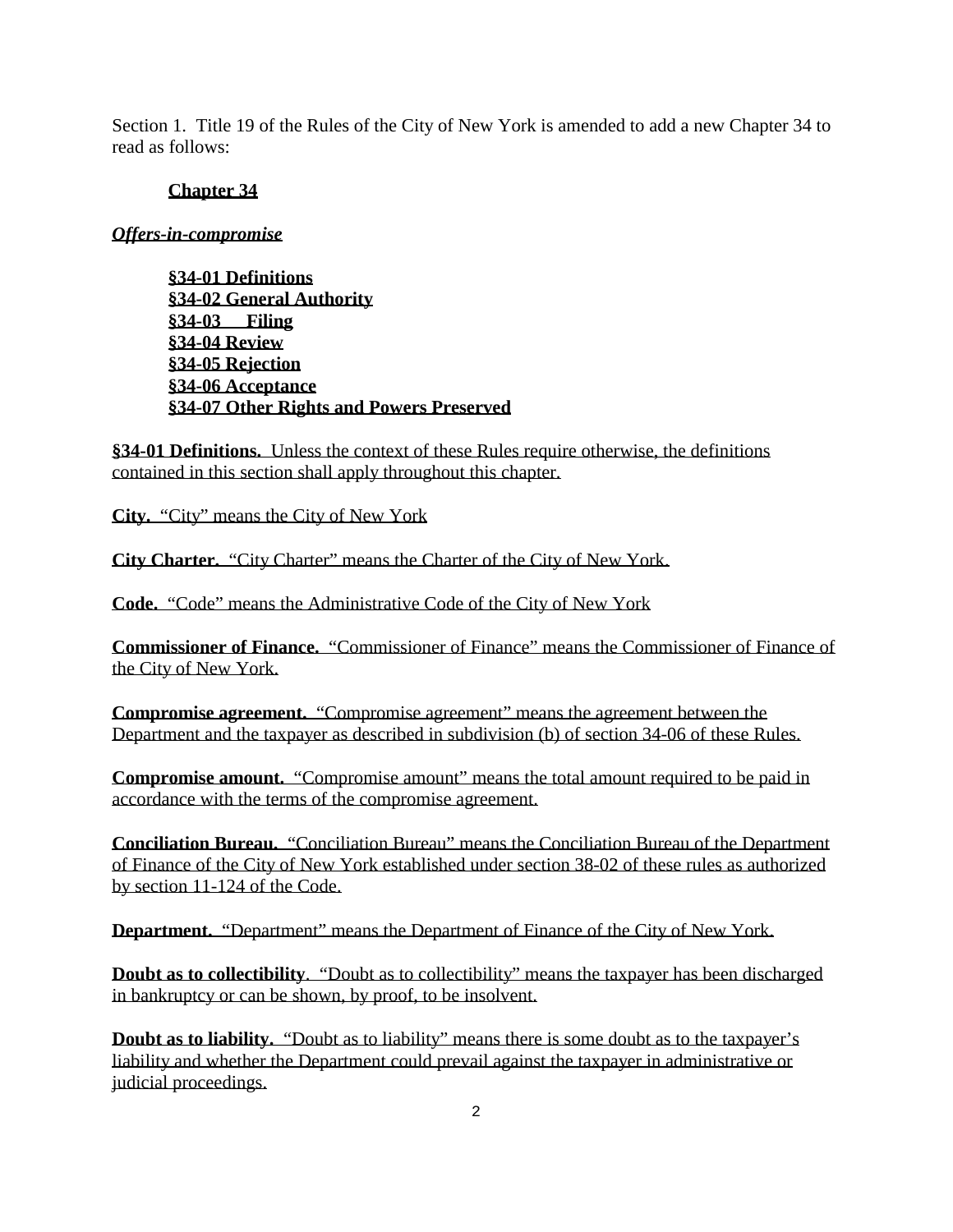Section 1. Title 19 of the Rules of the City of New York is amended to add a new Chapter 34 to read as follows:

**Chapter 34**

***Offers-in-compromise***

**§34-01 Definitions**
**§34-02 General Authority**
**§34-03 Filing**
**§34-04 Review**
**§34-05 Rejection**
**§34-06 Acceptance**
**§34-07 Other Rights and Powers Preserved**

**§34-01 Definitions.** Unless the context of these Rules require otherwise, the definitions contained in this section shall apply throughout this chapter.

**City.** "City" means the City of New York

**City Charter.** "City Charter" means the Charter of the City of New York.

**Code.** "Code" means the Administrative Code of the City of New York

**Commissioner of Finance.** "Commissioner of Finance" means the Commissioner of Finance of the City of New York.

**Compromise agreement.** "Compromise agreement" means the agreement between the Department and the taxpayer as described in subdivision (b) of section 34-06 of these Rules.

**Compromise amount.** "Compromise amount" means the total amount required to be paid in accordance with the terms of the compromise agreement.

**Conciliation Bureau.** "Conciliation Bureau" means the Conciliation Bureau of the Department of Finance of the City of New York established under section 38-02 of these rules as authorized by section 11-124 of the Code.

**Department.** "Department" means the Department of Finance of the City of New York.

**Doubt as to collectibility**. "Doubt as to collectibility" means the taxpayer has been discharged in bankruptcy or can be shown, by proof, to be insolvent.

**Doubt as to liability.** "Doubt as to liability" means there is some doubt as to the taxpayer's liability and whether the Department could prevail against the taxpayer in administrative or judicial proceedings.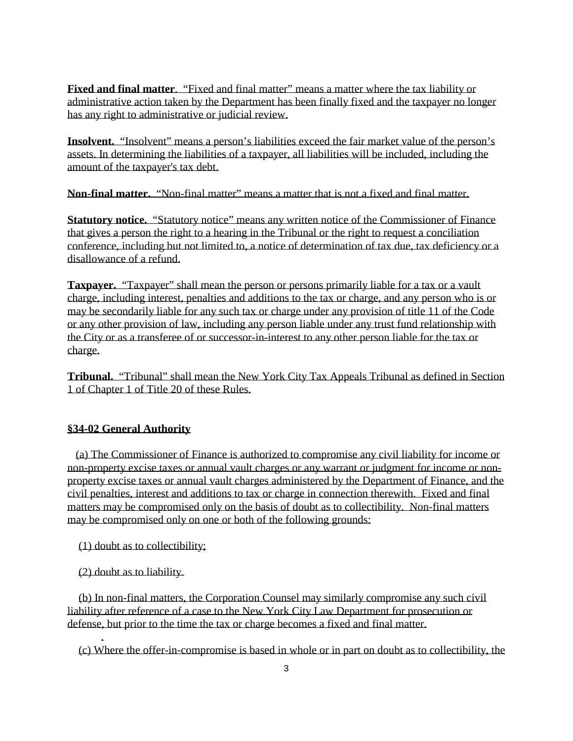**Fixed and final matter**. "Fixed and final matter" means a matter where the tax liability or administrative action taken by the Department has been finally fixed and the taxpayer no longer has any right to administrative or judicial review.

**Insolvent.** "Insolvent" means a person's liabilities exceed the fair market value of the person's assets. In determining the liabilities of a taxpayer, all liabilities will be included, including the amount of the taxpayer's tax debt.

**Non-final matter.** "Non-final matter" means a matter that is not a fixed and final matter.

**Statutory notice.** "Statutory notice" means any written notice of the Commissioner of Finance that gives a person the right to a hearing in the Tribunal or the right to request a conciliation conference, including but not limited to, a notice of determination of tax due, tax deficiency or a disallowance of a refund.

**Taxpayer.** "Taxpayer" shall mean the person or persons primarily liable for a tax or a vault charge, including interest, penalties and additions to the tax or charge, and any person who is or may be secondarily liable for any such tax or charge under any provision of title 11 of the Code or any other provision of law, including any person liable under any trust fund relationship with the City or as a transferee of or successor-in-interest to any other person liable for the tax or charge.

**Tribunal.** "Tribunal" shall mean the New York City Tax Appeals Tribunal as defined in Section 1 of Chapter 1 of Title 20 of these Rules.

**§34-02 General Authority**

(a) The Commissioner of Finance is authorized to compromise any civil liability for income or non-property excise taxes or annual vault charges or any warrant or judgment for income or non-property excise taxes or annual vault charges administered by the Department of Finance, and the civil penalties, interest and additions to tax or charge in connection therewith. Fixed and final matters may be compromised only on the basis of doubt as to collectibility. Non-final matters may be compromised only on one or both of the following grounds:

(1) doubt as to collectibility;

(2) doubt as to liability.

(b) In non-final matters, the Corporation Counsel may similarly compromise any such civil liability after reference of a case to the New York City Law Department for prosecution or defense, but prior to the time the tax or charge becomes a fixed and final matter.

(c) Where the offer-in-compromise is based in whole or in part on doubt as to collectibility, the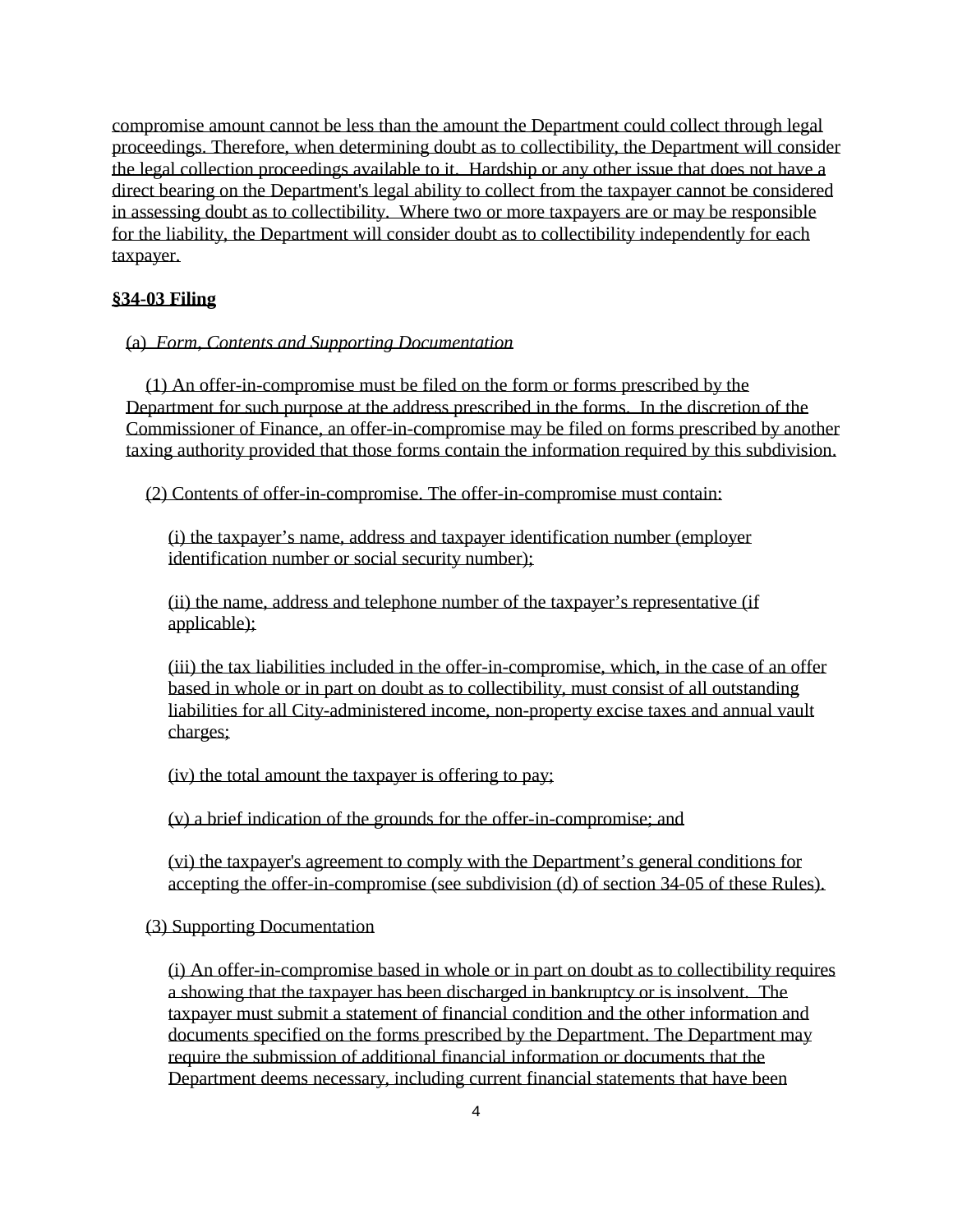compromise amount cannot be less than the amount the Department could collect through legal proceedings. Therefore, when determining doubt as to collectibility, the Department will consider the legal collection proceedings available to it. Hardship or any other issue that does not have a direct bearing on the Department's legal ability to collect from the taxpayer cannot be considered in assessing doubt as to collectibility. Where two or more taxpayers are or may be responsible for the liability, the Department will consider doubt as to collectibility independently for each taxpayer.

## §34-03 Filing

(a) *Form, Contents and Supporting Documentation*

(1) An offer-in-compromise must be filed on the form or forms prescribed by the Department for such purpose at the address prescribed in the forms. In the discretion of the Commissioner of Finance, an offer-in-compromise may be filed on forms prescribed by another taxing authority provided that those forms contain the information required by this subdivision.

(2) Contents of offer-in-compromise. The offer-in-compromise must contain:

(i) the taxpayer's name, address and taxpayer identification number (employer identification number or social security number);

(ii) the name, address and telephone number of the taxpayer's representative (if applicable);

(iii) the tax liabilities included in the offer-in-compromise, which, in the case of an offer based in whole or in part on doubt as to collectibility, must consist of all outstanding liabilities for all City-administered income, non-property excise taxes and annual vault charges;

(iv) the total amount the taxpayer is offering to pay;

(v) a brief indication of the grounds for the offer-in-compromise; and

(vi) the taxpayer's agreement to comply with the Department's general conditions for accepting the offer-in-compromise (see subdivision (d) of section 34-05 of these Rules).

(3) Supporting Documentation

(i) An offer-in-compromise based in whole or in part on doubt as to collectibility requires a showing that the taxpayer has been discharged in bankruptcy or is insolvent. The taxpayer must submit a statement of financial condition and the other information and documents specified on the forms prescribed by the Department. The Department may require the submission of additional financial information or documents that the Department deems necessary, including current financial statements that have been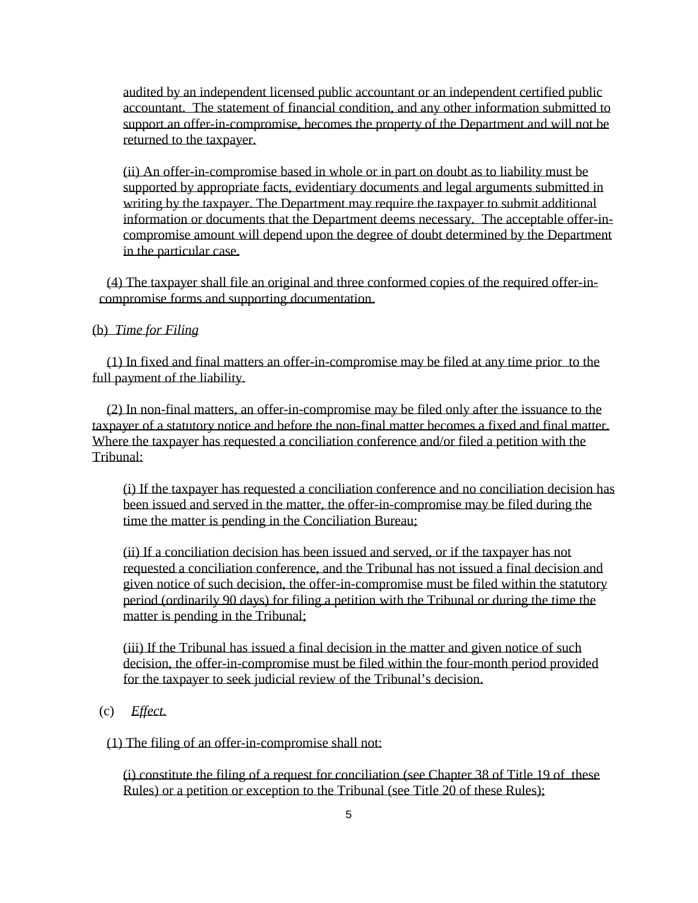audited by an independent licensed public accountant or an independent certified public accountant. The statement of financial condition, and any other information submitted to support an offer-in-compromise, becomes the property of the Department and will not be returned to the taxpayer.

(ii) An offer-in-compromise based in whole or in part on doubt as to liability must be supported by appropriate facts, evidentiary documents and legal arguments submitted in writing by the taxpayer. The Department may require the taxpayer to submit additional information or documents that the Department deems necessary. The acceptable offer-in-compromise amount will depend upon the degree of doubt determined by the Department in the particular case.

(4) The taxpayer shall file an original and three conformed copies of the required offer-in-compromise forms and supporting documentation.

(b) *Time for Filing*

(1) In fixed and final matters an offer-in-compromise may be filed at any time prior to the full payment of the liability.

(2) In non-final matters, an offer-in-compromise may be filed only after the issuance to the taxpayer of a statutory notice and before the non-final matter becomes a fixed and final matter. Where the taxpayer has requested a conciliation conference and/or filed a petition with the Tribunal:

(i) If the taxpayer has requested a conciliation conference and no conciliation decision has been issued and served in the matter, the offer-in-compromise may be filed during the time the matter is pending in the Conciliation Bureau;

(ii) If a conciliation decision has been issued and served, or if the taxpayer has not requested a conciliation conference, and the Tribunal has not issued a final decision and given notice of such decision, the offer-in-compromise must be filed within the statutory period (ordinarily 90 days) for filing a petition with the Tribunal or during the time the matter is pending in the Tribunal;

(iii) If the Tribunal has issued a final decision in the matter and given notice of such decision, the offer-in-compromise must be filed within the four-month period provided for the taxpayer to seek judicial review of the Tribunal's decision.

(c) *Effect.*

(1) The filing of an offer-in-compromise shall not:

(i) constitute the filing of a request for conciliation (see Chapter 38 of Title 19 of these Rules) or a petition or exception to the Tribunal (see Title 20 of these Rules);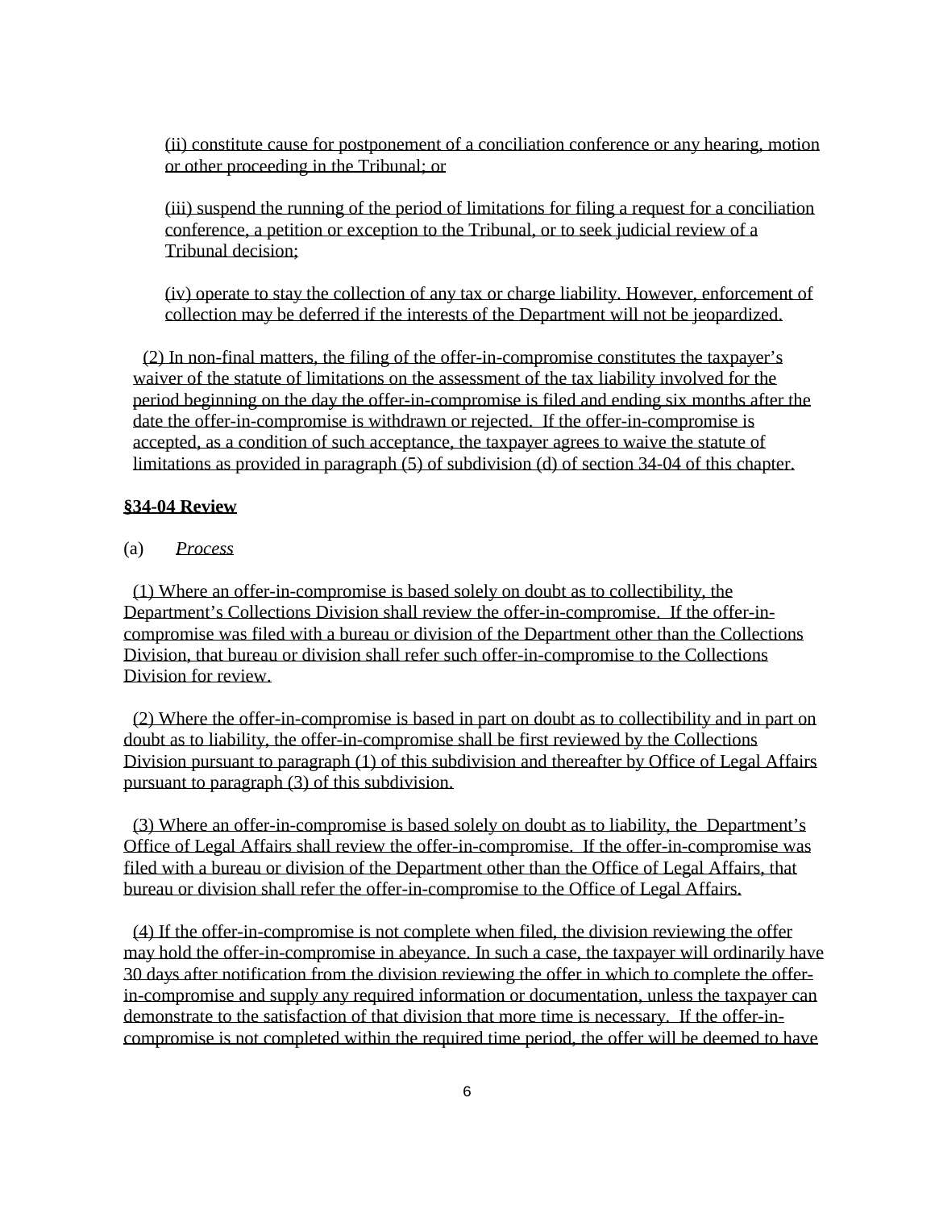(ii) constitute cause for postponement of a conciliation conference or any hearing, motion or other proceeding in the Tribunal; or

(iii) suspend the running of the period of limitations for filing a request for a conciliation conference, a petition or exception to the Tribunal, or to seek judicial review of a Tribunal decision;

(iv) operate to stay the collection of any tax or charge liability. However, enforcement of collection may be deferred if the interests of the Department will not be jeopardized.

(2) In non-final matters, the filing of the offer-in-compromise constitutes the taxpayer's waiver of the statute of limitations on the assessment of the tax liability involved for the period beginning on the day the offer-in-compromise is filed and ending six months after the date the offer-in-compromise is withdrawn or rejected. If the offer-in-compromise is accepted, as a condition of such acceptance, the taxpayer agrees to waive the statute of limitations as provided in paragraph (5) of subdivision (d) of section 34-04 of this chapter.

**§34-04 Review**

(a) *Process*

(1) Where an offer-in-compromise is based solely on doubt as to collectibility, the Department's Collections Division shall review the offer-in-compromise. If the offer-in-compromise was filed with a bureau or division of the Department other than the Collections Division, that bureau or division shall refer such offer-in-compromise to the Collections Division for review.

(2) Where the offer-in-compromise is based in part on doubt as to collectibility and in part on doubt as to liability, the offer-in-compromise shall be first reviewed by the Collections Division pursuant to paragraph (1) of this subdivision and thereafter by Office of Legal Affairs pursuant to paragraph (3) of this subdivision.

(3) Where an offer-in-compromise is based solely on doubt as to liability, the Department's Office of Legal Affairs shall review the offer-in-compromise. If the offer-in-compromise was filed with a bureau or division of the Department other than the Office of Legal Affairs, that bureau or division shall refer the offer-in-compromise to the Office of Legal Affairs.

(4) If the offer-in-compromise is not complete when filed, the division reviewing the offer may hold the offer-in-compromise in abeyance. In such a case, the taxpayer will ordinarily have 30 days after notification from the division reviewing the offer in which to complete the offer-in-compromise and supply any required information or documentation, unless the taxpayer can demonstrate to the satisfaction of that division that more time is necessary. If the offer-in-compromise is not completed within the required time period, the offer will be deemed to have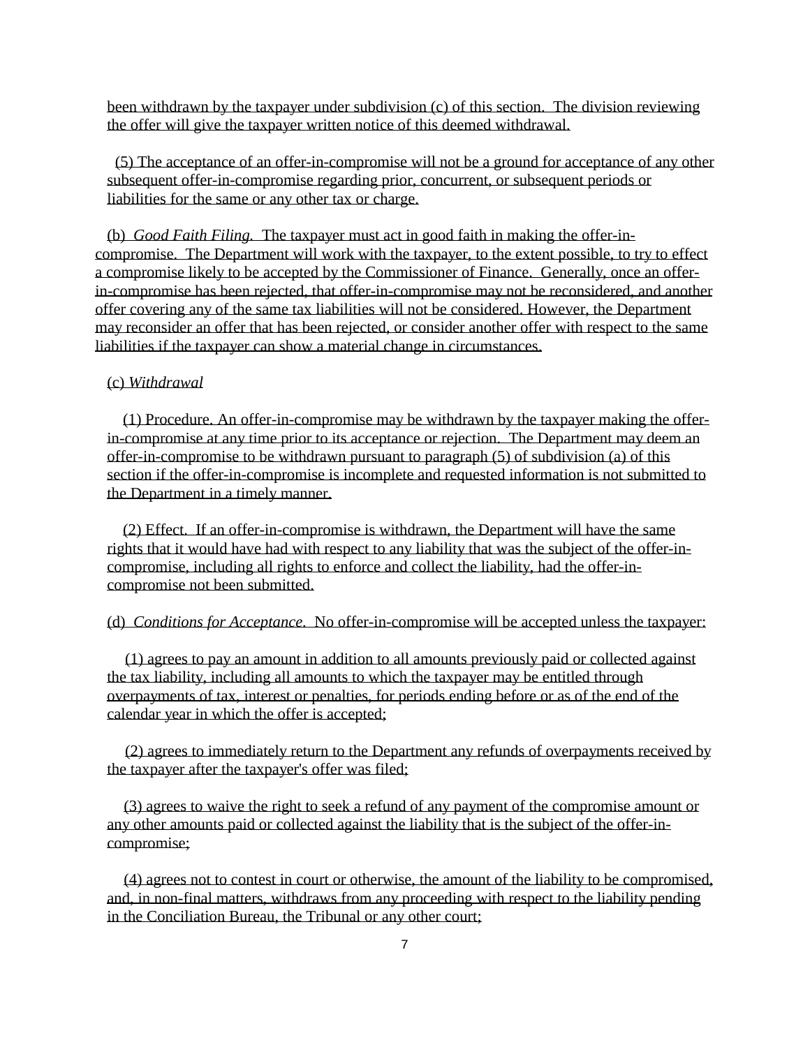been withdrawn by the taxpayer under subdivision (c) of this section. The division reviewing the offer will give the taxpayer written notice of this deemed withdrawal.

(5) The acceptance of an offer-in-compromise will not be a ground for acceptance of any other subsequent offer-in-compromise regarding prior, concurrent, or subsequent periods or liabilities for the same or any other tax or charge.

(b) *Good Faith Filing.* The taxpayer must act in good faith in making the offer-in-compromise. The Department will work with the taxpayer, to the extent possible, to try to effect a compromise likely to be accepted by the Commissioner of Finance. Generally, once an offer-in-compromise has been rejected, that offer-in-compromise may not be reconsidered, and another offer covering any of the same tax liabilities will not be considered. However, the Department may reconsider an offer that has been rejected, or consider another offer with respect to the same liabilities if the taxpayer can show a material change in circumstances.

(c) *Withdrawal*

(1) Procedure. An offer-in-compromise may be withdrawn by the taxpayer making the offer-in-compromise at any time prior to its acceptance or rejection. The Department may deem an offer-in-compromise to be withdrawn pursuant to paragraph (5) of subdivision (a) of this section if the offer-in-compromise is incomplete and requested information is not submitted to the Department in a timely manner.

(2) Effect. If an offer-in-compromise is withdrawn, the Department will have the same rights that it would have had with respect to any liability that was the subject of the offer-in-compromise, including all rights to enforce and collect the liability, had the offer-in-compromise not been submitted.

(d) *Conditions for Acceptance.* No offer-in-compromise will be accepted unless the taxpayer:

(1) agrees to pay an amount in addition to all amounts previously paid or collected against the tax liability, including all amounts to which the taxpayer may be entitled through overpayments of tax, interest or penalties, for periods ending before or as of the end of the calendar year in which the offer is accepted;

(2) agrees to immediately return to the Department any refunds of overpayments received by the taxpayer after the taxpayer's offer was filed;

(3) agrees to waive the right to seek a refund of any payment of the compromise amount or any other amounts paid or collected against the liability that is the subject of the offer-in-compromise;

(4) agrees not to contest in court or otherwise, the amount of the liability to be compromised, and, in non-final matters, withdraws from any proceeding with respect to the liability pending in the Conciliation Bureau, the Tribunal or any other court;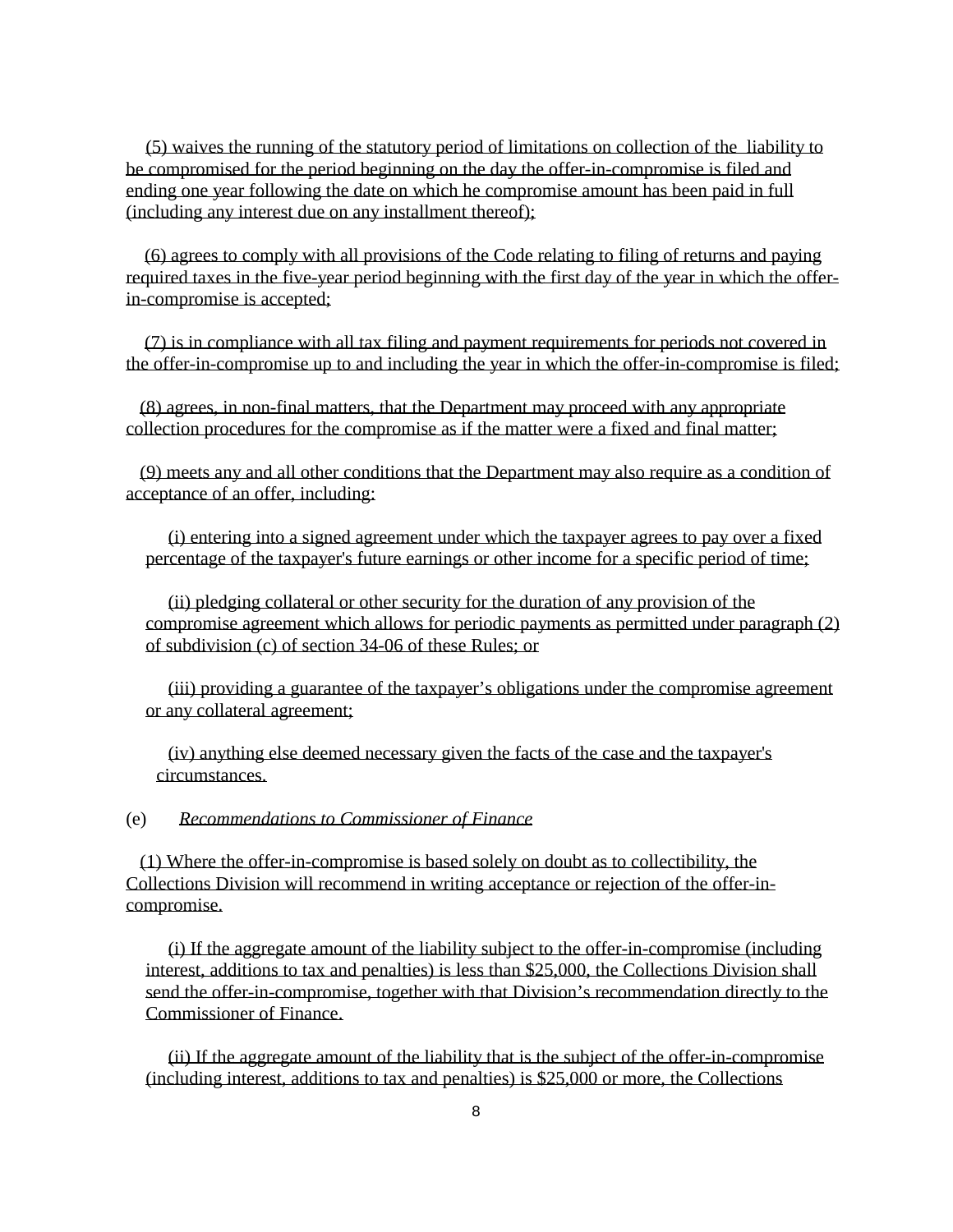(5) waives the running of the statutory period of limitations on collection of the liability to be compromised for the period beginning on the day the offer-in-compromise is filed and ending one year following the date on which he compromise amount has been paid in full (including any interest due on any installment thereof);

(6) agrees to comply with all provisions of the Code relating to filing of returns and paying required taxes in the five-year period beginning with the first day of the year in which the offer-in-compromise is accepted;

(7) is in compliance with all tax filing and payment requirements for periods not covered in the offer-in-compromise up to and including the year in which the offer-in-compromise is filed;

(8) agrees, in non-final matters, that the Department may proceed with any appropriate collection procedures for the compromise as if the matter were a fixed and final matter;

(9) meets any and all other conditions that the Department may also require as a condition of acceptance of an offer, including:

(i) entering into a signed agreement under which the taxpayer agrees to pay over a fixed percentage of the taxpayer's future earnings or other income for a specific period of time;

(ii) pledging collateral or other security for the duration of any provision of the compromise agreement which allows for periodic payments as permitted under paragraph (2) of subdivision (c) of section 34-06 of these Rules; or

(iii) providing a guarantee of the taxpayer's obligations under the compromise agreement or any collateral agreement;

(iv) anything else deemed necessary given the facts of the case and the taxpayer's circumstances.

(e) *Recommendations to Commissioner of Finance*

(1) Where the offer-in-compromise is based solely on doubt as to collectibility, the Collections Division will recommend in writing acceptance or rejection of the offer-in-compromise.

(i) If the aggregate amount of the liability subject to the offer-in-compromise (including interest, additions to tax and penalties) is less than $25,000, the Collections Division shall send the offer-in-compromise, together with that Division's recommendation directly to the Commissioner of Finance.

(ii) If the aggregate amount of the liability that is the subject of the offer-in-compromise (including interest, additions to tax and penalties) is $25,000 or more, the Collections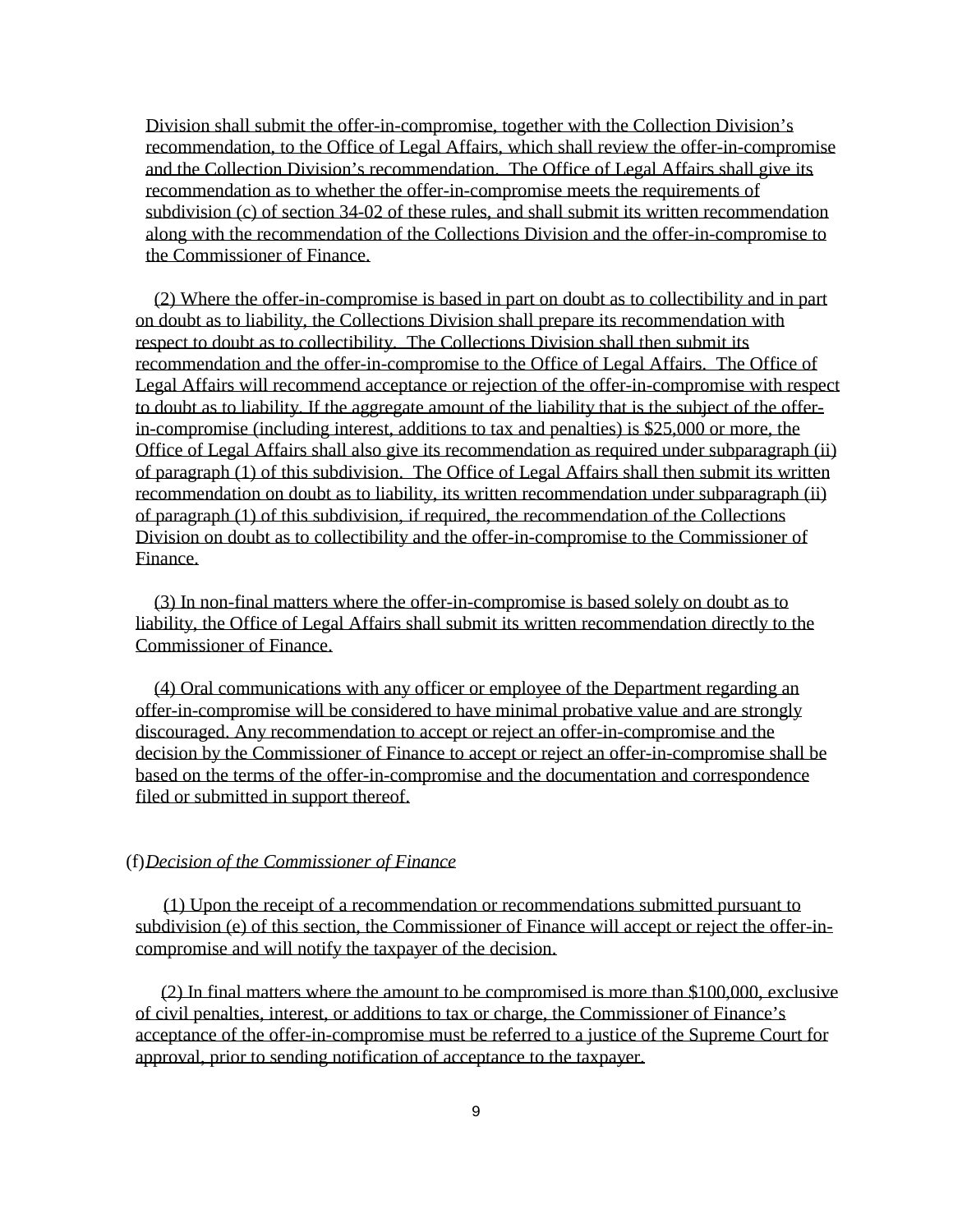Division shall submit the offer-in-compromise, together with the Collection Division's recommendation, to the Office of Legal Affairs, which shall review the offer-in-compromise and the Collection Division's recommendation. The Office of Legal Affairs shall give its recommendation as to whether the offer-in-compromise meets the requirements of subdivision (c) of section 34-02 of these rules, and shall submit its written recommendation along with the recommendation of the Collections Division and the offer-in-compromise to the Commissioner of Finance.

(2) Where the offer-in-compromise is based in part on doubt as to collectibility and in part on doubt as to liability, the Collections Division shall prepare its recommendation with respect to doubt as to collectibility. The Collections Division shall then submit its recommendation and the offer-in-compromise to the Office of Legal Affairs. The Office of Legal Affairs will recommend acceptance or rejection of the offer-in-compromise with respect to doubt as to liability. If the aggregate amount of the liability that is the subject of the offer-in-compromise (including interest, additions to tax and penalties) is $25,000 or more, the Office of Legal Affairs shall also give its recommendation as required under subparagraph (ii) of paragraph (1) of this subdivision. The Office of Legal Affairs shall then submit its written recommendation on doubt as to liability, its written recommendation under subparagraph (ii) of paragraph (1) of this subdivision, if required, the recommendation of the Collections Division on doubt as to collectibility and the offer-in-compromise to the Commissioner of Finance.

(3) In non-final matters where the offer-in-compromise is based solely on doubt as to liability, the Office of Legal Affairs shall submit its written recommendation directly to the Commissioner of Finance.

(4) Oral communications with any officer or employee of the Department regarding an offer-in-compromise will be considered to have minimal probative value and are strongly discouraged. Any recommendation to accept or reject an offer-in-compromise and the decision by the Commissioner of Finance to accept or reject an offer-in-compromise shall be based on the terms of the offer-in-compromise and the documentation and correspondence filed or submitted in support thereof.

(f) *Decision of the Commissioner of Finance*

(1) Upon the receipt of a recommendation or recommendations submitted pursuant to subdivision (e) of this section, the Commissioner of Finance will accept or reject the offer-in-compromise and will notify the taxpayer of the decision.

(2) In final matters where the amount to be compromised is more than $100,000, exclusive of civil penalties, interest, or additions to tax or charge, the Commissioner of Finance's acceptance of the offer-in-compromise must be referred to a justice of the Supreme Court for approval, prior to sending notification of acceptance to the taxpayer.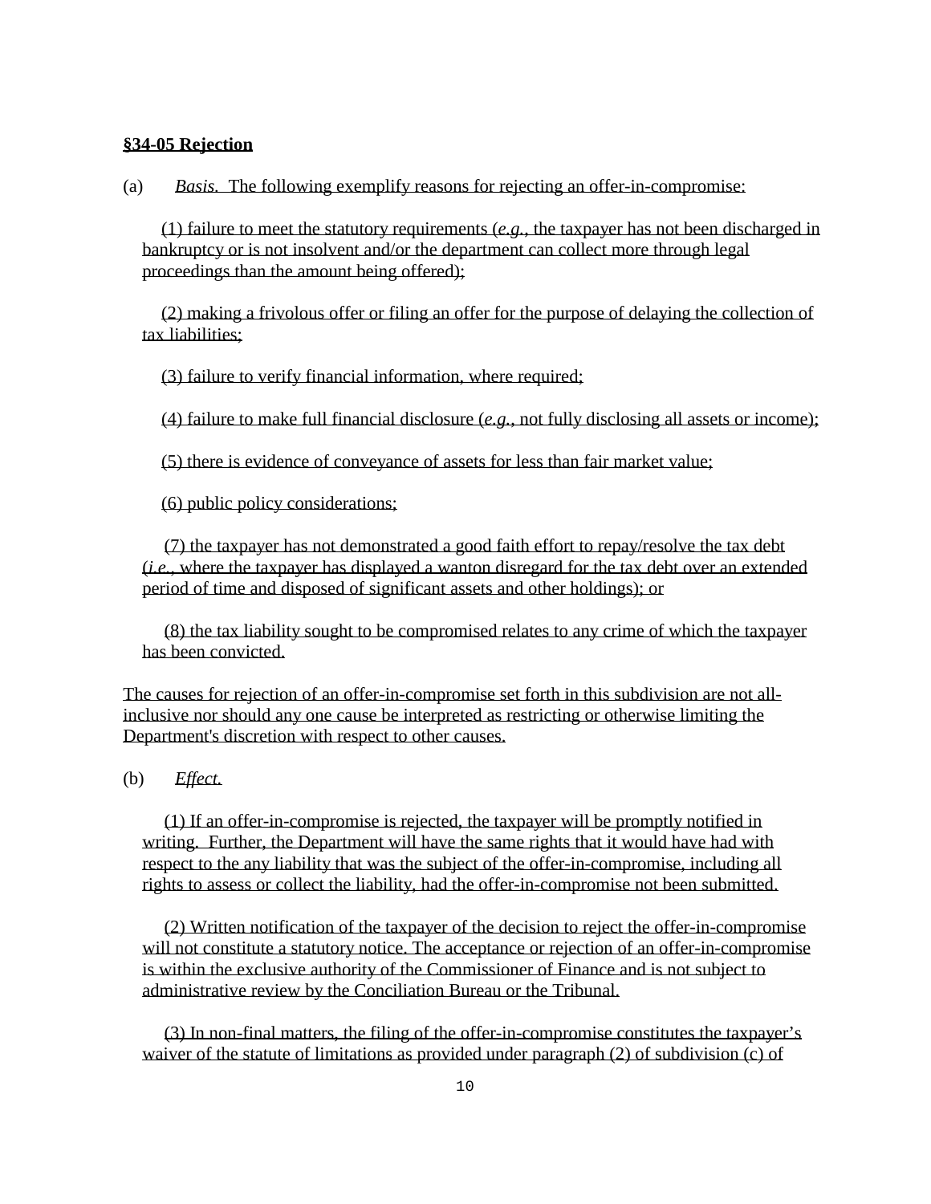**§34-05 Rejection**

(a) *Basis.* The following exemplify reasons for rejecting an offer-in-compromise:

(1) failure to meet the statutory requirements (*e.g.*, the taxpayer has not been discharged in bankruptcy or is not insolvent and/or the department can collect more through legal proceedings than the amount being offered);

(2) making a frivolous offer or filing an offer for the purpose of delaying the collection of tax liabilities;

(3) failure to verify financial information, where required;

(4) failure to make full financial disclosure (*e.g.*, not fully disclosing all assets or income);

(5) there is evidence of conveyance of assets for less than fair market value;

(6) public policy considerations;

(7) the taxpayer has not demonstrated a good faith effort to repay/resolve the tax debt (*i.e.*, where the taxpayer has displayed a wanton disregard for the tax debt over an extended period of time and disposed of significant assets and other holdings); or

(8) the tax liability sought to be compromised relates to any crime of which the taxpayer has been convicted.

The causes for rejection of an offer-in-compromise set forth in this subdivision are not all-inclusive nor should any one cause be interpreted as restricting or otherwise limiting the Department's discretion with respect to other causes.

(b) *Effect.*

(1) If an offer-in-compromise is rejected, the taxpayer will be promptly notified in writing. Further, the Department will have the same rights that it would have had with respect to the any liability that was the subject of the offer-in-compromise, including all rights to assess or collect the liability, had the offer-in-compromise not been submitted.

(2) Written notification of the taxpayer of the decision to reject the offer-in-compromise will not constitute a statutory notice. The acceptance or rejection of an offer-in-compromise is within the exclusive authority of the Commissioner of Finance and is not subject to administrative review by the Conciliation Bureau or the Tribunal.

(3) In non-final matters, the filing of the offer-in-compromise constitutes the taxpayer's waiver of the statute of limitations as provided under paragraph (2) of subdivision (c) of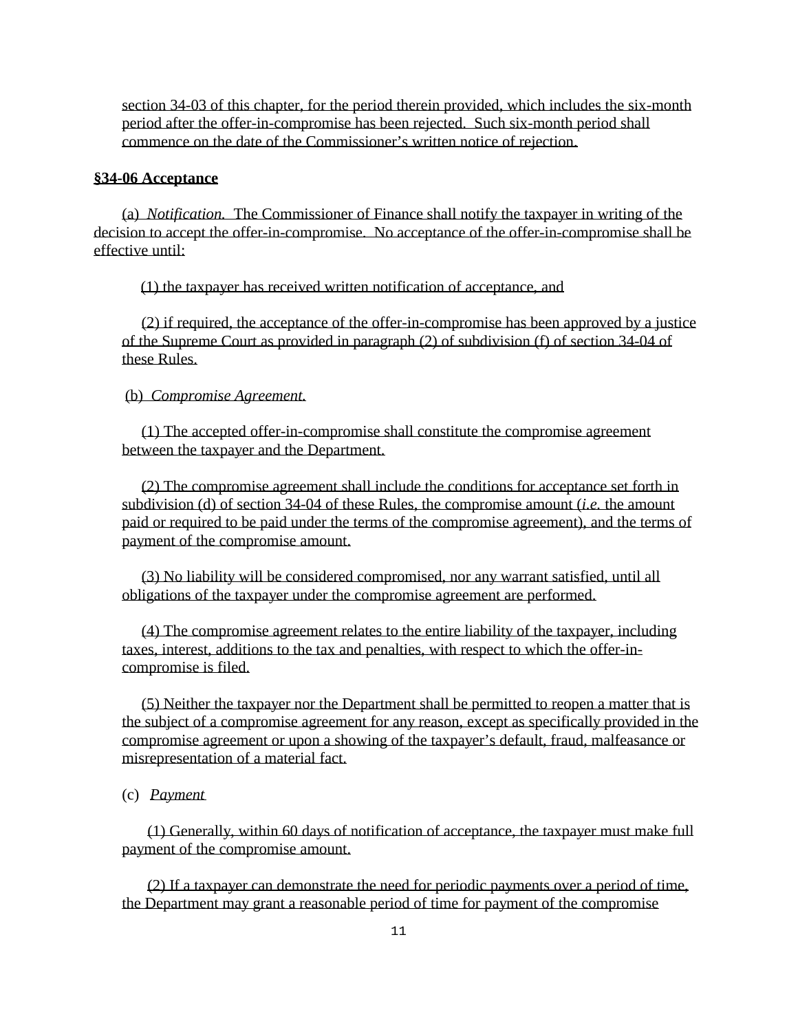section 34-03 of this chapter, for the period therein provided, which includes the six-month period after the offer-in-compromise has been rejected. Such six-month period shall commence on the date of the Commissioner's written notice of rejection.

**§34-06 Acceptance**

(a) *Notification.* The Commissioner of Finance shall notify the taxpayer in writing of the decision to accept the offer-in-compromise. No acceptance of the offer-in-compromise shall be effective until:

(1) the taxpayer has received written notification of acceptance, and

(2) if required, the acceptance of the offer-in-compromise has been approved by a justice of the Supreme Court as provided in paragraph (2) of subdivision (f) of section 34-04 of these Rules.

(b) *Compromise Agreement.*

(1) The accepted offer-in-compromise shall constitute the compromise agreement between the taxpayer and the Department.

(2) The compromise agreement shall include the conditions for acceptance set forth in subdivision (d) of section 34-04 of these Rules, the compromise amount (*i.e.* the amount paid or required to be paid under the terms of the compromise agreement), and the terms of payment of the compromise amount.

(3) No liability will be considered compromised, nor any warrant satisfied, until all obligations of the taxpayer under the compromise agreement are performed.

(4) The compromise agreement relates to the entire liability of the taxpayer, including taxes, interest, additions to the tax and penalties, with respect to which the offer-in-compromise is filed.

(5) Neither the taxpayer nor the Department shall be permitted to reopen a matter that is the subject of a compromise agreement for any reason, except as specifically provided in the compromise agreement or upon a showing of the taxpayer's default, fraud, malfeasance or misrepresentation of a material fact.

(c) *Payment*

(1) Generally, within 60 days of notification of acceptance, the taxpayer must make full payment of the compromise amount.

(2) If a taxpayer can demonstrate the need for periodic payments over a period of time, the Department may grant a reasonable period of time for payment of the compromise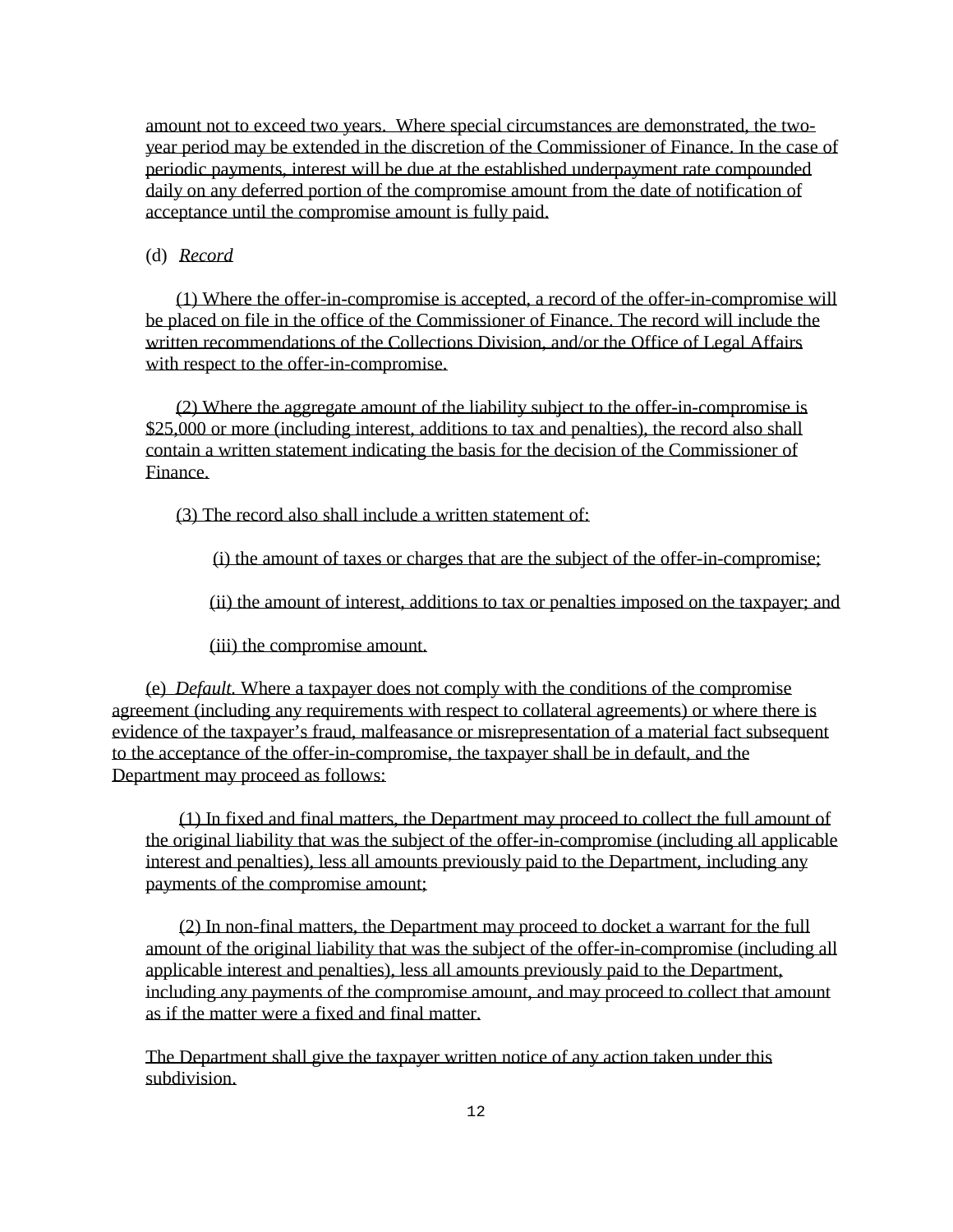amount not to exceed two years. Where special circumstances are demonstrated, the two-year period may be extended in the discretion of the Commissioner of Finance. In the case of periodic payments, interest will be due at the established underpayment rate compounded daily on any deferred portion of the compromise amount from the date of notification of acceptance until the compromise amount is fully paid.

(d) *Record*

(1) Where the offer-in-compromise is accepted, a record of the offer-in-compromise will be placed on file in the office of the Commissioner of Finance. The record will include the written recommendations of the Collections Division, and/or the Office of Legal Affairs with respect to the offer-in-compromise.

(2) Where the aggregate amount of the liability subject to the offer-in-compromise is $25,000 or more (including interest, additions to tax and penalties), the record also shall contain a written statement indicating the basis for the decision of the Commissioner of Finance.

(3) The record also shall include a written statement of:

(i) the amount of taxes or charges that are the subject of the offer-in-compromise;

(ii) the amount of interest, additions to tax or penalties imposed on the taxpayer; and

(iii) the compromise amount.

(e) *Default.* Where a taxpayer does not comply with the conditions of the compromise agreement (including any requirements with respect to collateral agreements) or where there is evidence of the taxpayer's fraud, malfeasance or misrepresentation of a material fact subsequent to the acceptance of the offer-in-compromise, the taxpayer shall be in default, and the Department may proceed as follows:

(1) In fixed and final matters, the Department may proceed to collect the full amount of the original liability that was the subject of the offer-in-compromise (including all applicable interest and penalties), less all amounts previously paid to the Department, including any payments of the compromise amount;

(2) In non-final matters, the Department may proceed to docket a warrant for the full amount of the original liability that was the subject of the offer-in-compromise (including all applicable interest and penalties), less all amounts previously paid to the Department, including any payments of the compromise amount, and may proceed to collect that amount as if the matter were a fixed and final matter.

The Department shall give the taxpayer written notice of any action taken under this subdivision.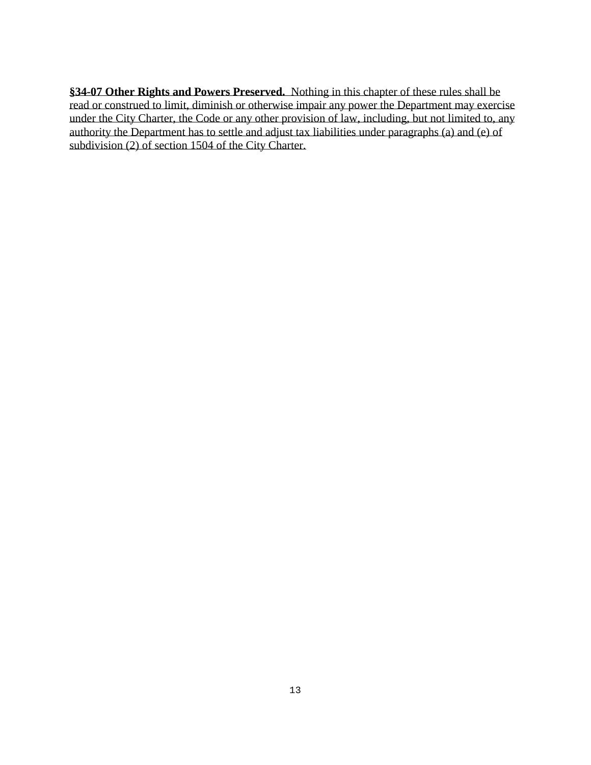**§34-07 Other Rights and Powers Preserved.** Nothing in this chapter of these rules shall be read or construed to limit, diminish or otherwise impair any power the Department may exercise under the City Charter, the Code or any other provision of law, including, but not limited to, any authority the Department has to settle and adjust tax liabilities under paragraphs (a) and (e) of subdivision (2) of section 1504 of the City Charter.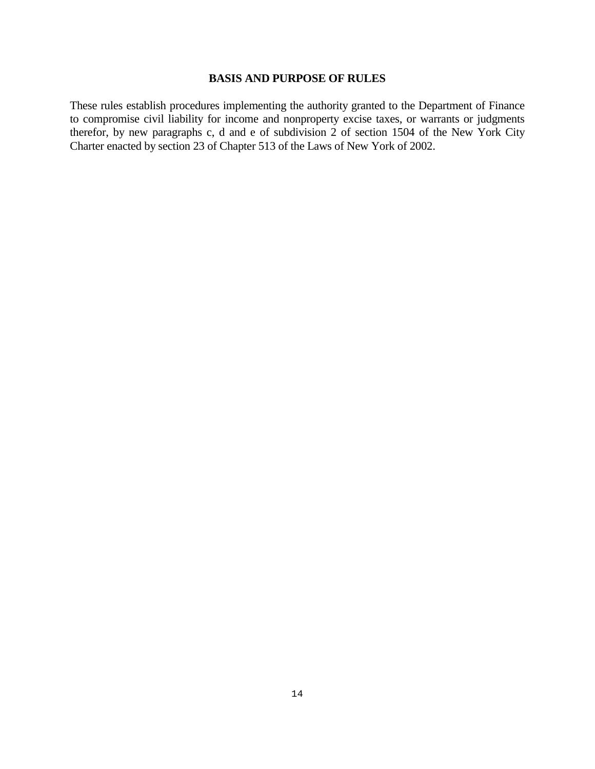## BASIS AND PURPOSE OF RULES

These rules establish procedures implementing the authority granted to the Department of Finance to compromise civil liability for income and nonproperty excise taxes, or warrants or judgments therefor, by new paragraphs c, d and e of subdivision 2 of section 1504 of the New York City Charter enacted by section 23 of Chapter 513 of the Laws of New York of 2002.